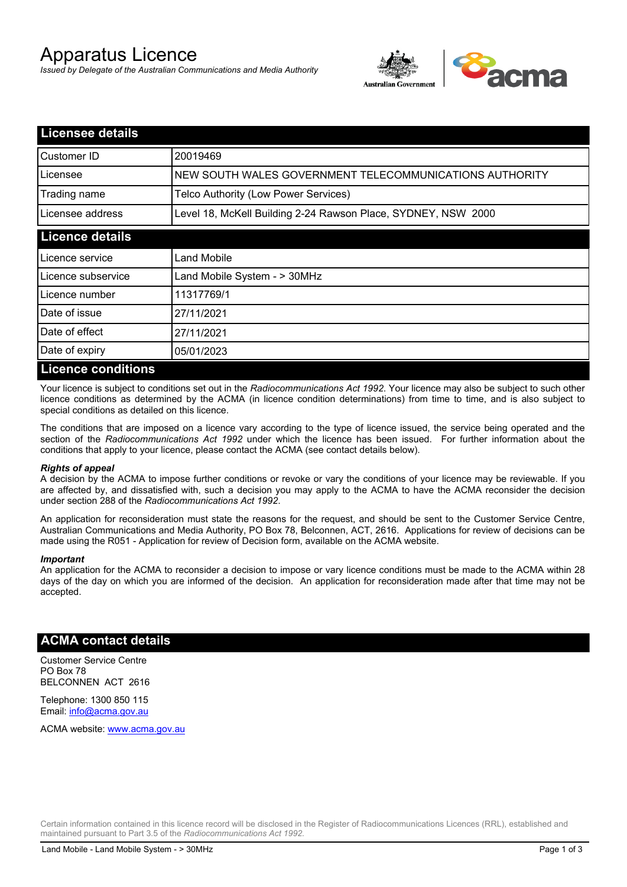# Apparatus Licence

*Issued by Delegate of the Australian Communications and Media Authority*

## Licensee details

| | |
|---|---|
| Customer ID | 20019469 |
| Licensee | NEW SOUTH WALES GOVERNMENT TELECOMMUNICATIONS AUTHORITY |
| Trading name | Telco Authority (Low Power Services) |
| Licensee address | Level 18, McKell Building 2-24 Rawson Place, SYDNEY, NSW 2000 |

## Licence details

| | |
|---|---|
| Licence service | Land Mobile |
| Licence subservice | Land Mobile System - > 30MHz |
| Licence number | 11317769/1 |
| Date of issue | 27/11/2021 |
| Date of effect | 27/11/2021 |
| Date of expiry | 05/01/2023 |

## Licence conditions

Your licence is subject to conditions set out in the *Radiocommunications Act 1992*. Your licence may also be subject to such other licence conditions as determined by the ACMA (in licence condition determinations) from time to time, and is also subject to special conditions as detailed on this licence.

The conditions that are imposed on a licence vary according to the type of licence issued, the service being operated and the section of the *Radiocommunications Act 1992* under which the licence has been issued. For further information about the conditions that apply to your licence, please contact the ACMA (see contact details below).

***Rights of appeal***

A decision by the ACMA to impose further conditions or revoke or vary the conditions of your licence may be reviewable. If you are affected by, and dissatisfied with, such a decision you may apply to the ACMA to have the ACMA reconsider the decision under section 288 of the *Radiocommunications Act 1992*.

An application for reconsideration must state the reasons for the request, and should be sent to the Customer Service Centre, Australian Communications and Media Authority, PO Box 78, Belconnen, ACT, 2616. Applications for review of decisions can be made using the R051 - Application for review of Decision form, available on the ACMA website.

***Important***

An application for the ACMA to reconsider a decision to impose or vary licence conditions must be made to the ACMA within 28 days of the day on which you are informed of the decision. An application for reconsideration made after that time may not be accepted.

## ACMA contact details

Customer Service Centre
PO Box 78
BELCONNEN ACT 2616

Telephone: 1300 850 115
Email: info@acma.gov.au

ACMA website: www.acma.gov.au

Certain information contained in this licence record will be disclosed in the Register of Radiocommunications Licences (RRL), established and maintained pursuant to Part 3.5 of the *Radiocommunications Act 1992.*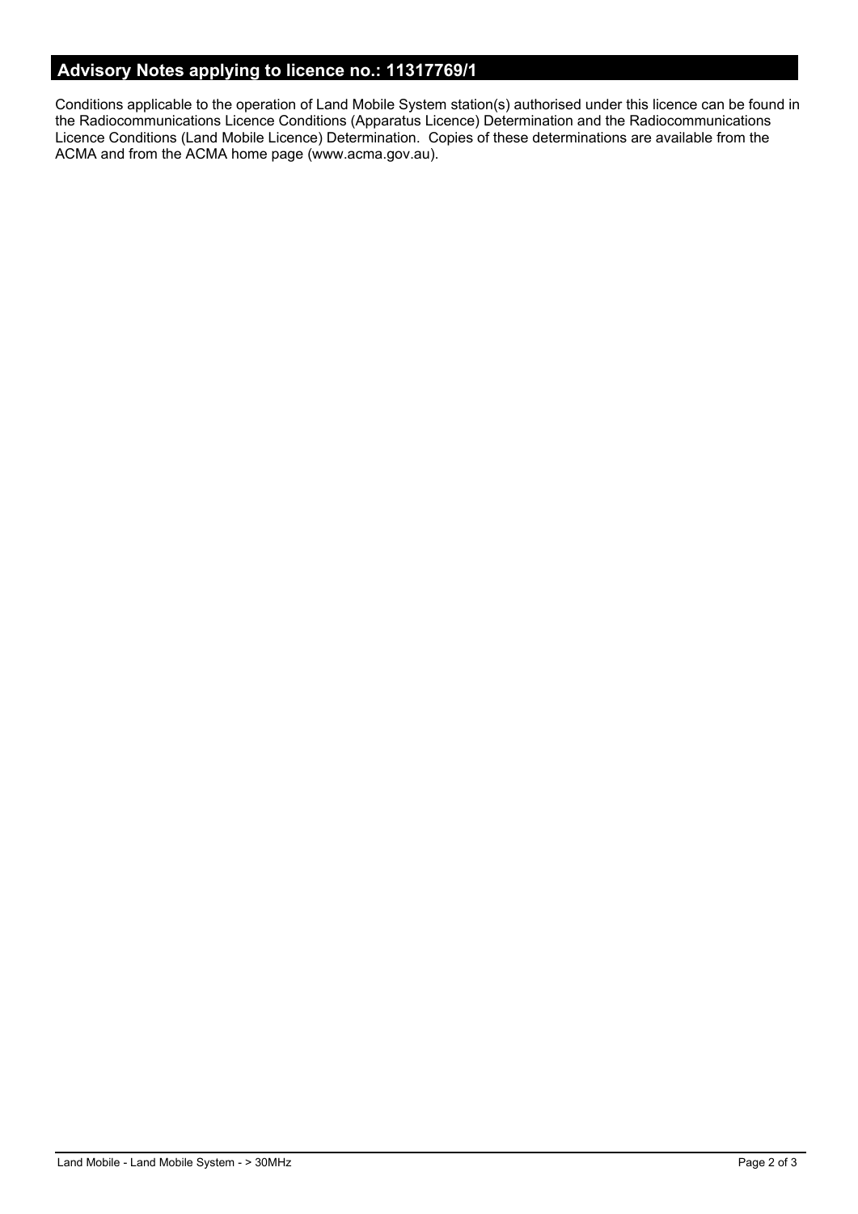## Advisory Notes applying to licence no.: 11317769/1

Conditions applicable to the operation of Land Mobile System station(s) authorised under this licence can be found in the Radiocommunications Licence Conditions (Apparatus Licence) Determination and the Radiocommunications Licence Conditions (Land Mobile Licence) Determination. Copies of these determinations are available from the ACMA and from the ACMA home page (www.acma.gov.au).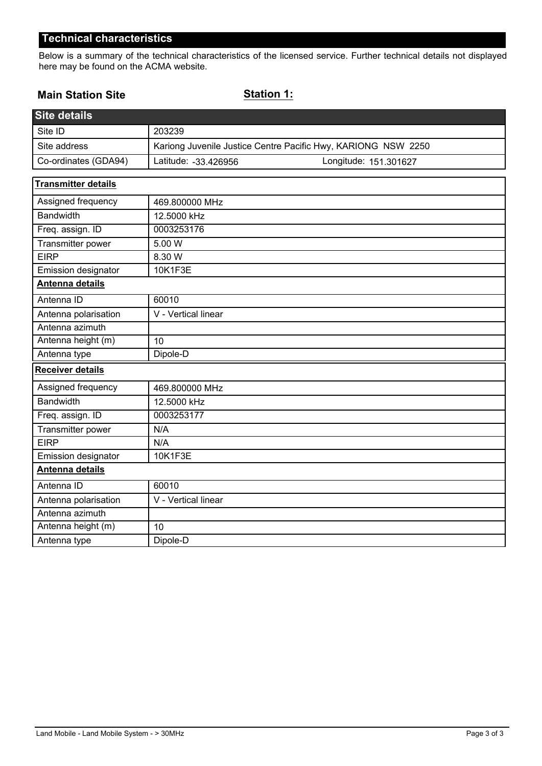## Technical characteristics

Below is a summary of the technical characteristics of the licensed service. Further technical details not displayed here may be found on the ACMA website.

**Main Station Site** **Station 1:**

| Site details | | |
|---|---|---|
| Site ID | 203239 | |
| Site address | Kariong Juvenile Justice Centre Pacific Hwy, KARIONG NSW 2250 | |
| Co-ordinates (GDA94) | Latitude: -33.426956 | Longitude: 151.301627 |

| Transmitter details | |
|---|---|
| Assigned frequency | 469.800000 MHz |
| Bandwidth | 12.5000 kHz |
| Freq. assign. ID | 0003253176 |
| Transmitter power | 5.00 W |
| EIRP | 8.30 W |
| Emission designator | 10K1F3E |
| **Antenna details** | |
| Antenna ID | 60010 |
| Antenna polarisation | V - Vertical linear |
| Antenna azimuth | |
| Antenna height (m) | 10 |
| Antenna type | Dipole-D |

| Receiver details | |
|---|---|
| Assigned frequency | 469.800000 MHz |
| Bandwidth | 12.5000 kHz |
| Freq. assign. ID | 0003253177 |
| Transmitter power | N/A |
| EIRP | N/A |
| Emission designator | 10K1F3E |
| **Antenna details** | |
| Antenna ID | 60010 |
| Antenna polarisation | V - Vertical linear |
| Antenna azimuth | |
| Antenna height (m) | 10 |
| Antenna type | Dipole-D |